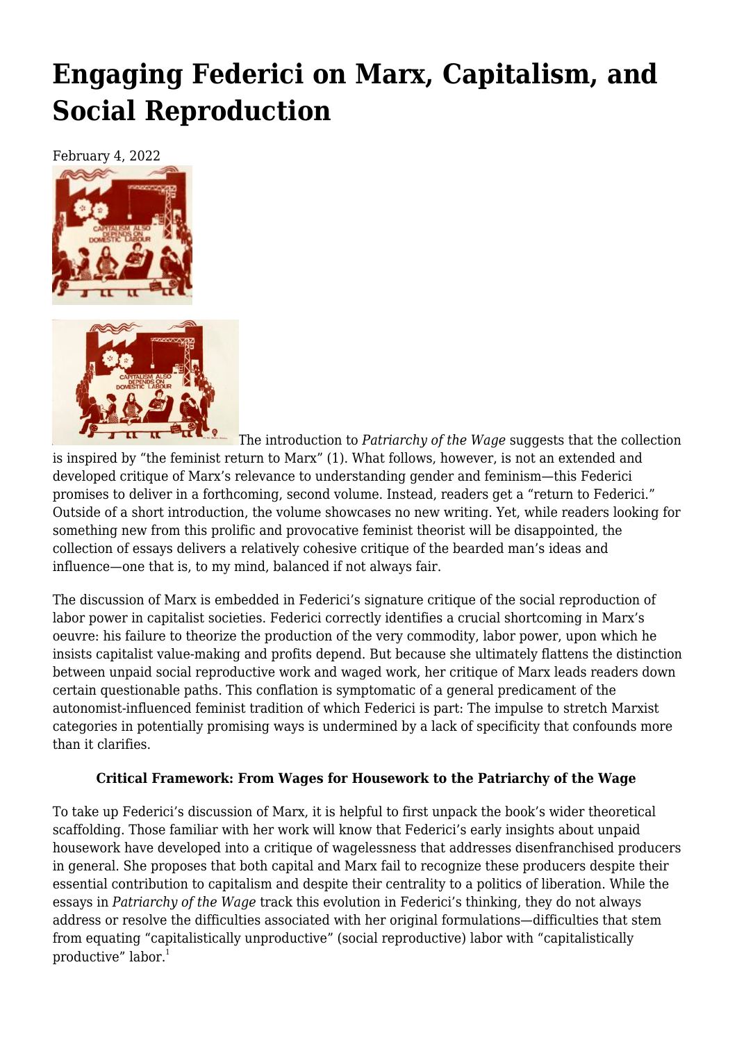# Engaging Federici on Marx, Capitalism, and Social Reproduction

February 4, 2022

The introduction to *Patriarchy of the Wage* suggests that the collection is inspired by "the feminist return to Marx" (1). What follows, however, is not an extended and developed critique of Marx's relevance to understanding gender and feminism—this Federici promises to deliver in a forthcoming, second volume. Instead, readers get a "return to Federici." Outside of a short introduction, the volume showcases no new writing. Yet, while readers looking for something new from this prolific and provocative feminist theorist will be disappointed, the collection of essays delivers a relatively cohesive critique of the bearded man's ideas and influence—one that is, to my mind, balanced if not always fair.

The discussion of Marx is embedded in Federici's signature critique of the social reproduction of labor power in capitalist societies. Federici correctly identifies a crucial shortcoming in Marx's oeuvre: his failure to theorize the production of the very commodity, labor power, upon which he insists capitalist value-making and profits depend. But because she ultimately flattens the distinction between unpaid social reproductive work and waged work, her critique of Marx leads readers down certain questionable paths. This conflation is symptomatic of a general predicament of the autonomist-influenced feminist tradition of which Federici is part: The impulse to stretch Marxist categories in potentially promising ways is undermined by a lack of specificity that confounds more than it clarifies.

### Critical Framework: From Wages for Housework to the Patriarchy of the Wage

To take up Federici's discussion of Marx, it is helpful to first unpack the book's wider theoretical scaffolding. Those familiar with her work will know that Federici's early insights about unpaid housework have developed into a critique of wagelessness that addresses disenfranchised producers in general. She proposes that both capital and Marx fail to recognize these producers despite their essential contribution to capitalism and despite their centrality to a politics of liberation. While the essays in *Patriarchy of the Wage* track this evolution in Federici's thinking, they do not always address or resolve the difficulties associated with her original formulations—difficulties that stem from equating "capitalistically unproductive" (social reproductive) labor with "capitalistically productive" labor.[1]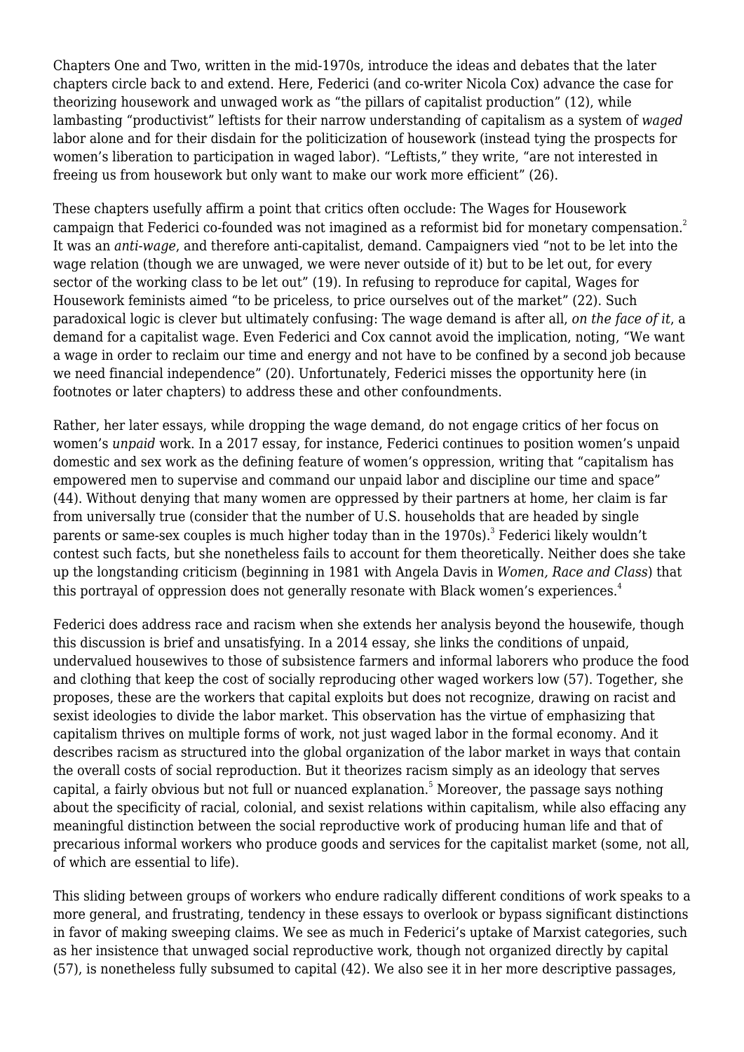Chapters One and Two, written in the mid-1970s, introduce the ideas and debates that the later chapters circle back to and extend. Here, Federici (and co-writer Nicola Cox) advance the case for theorizing housework and unwaged work as "the pillars of capitalist production" (12), while lambasting "productivist" leftists for their narrow understanding of capitalism as a system of *waged* labor alone and for their disdain for the politicization of housework (instead tying the prospects for women's liberation to participation in waged labor). "Leftists," they write, "are not interested in freeing us from housework but only want to make our work more efficient" (26).

These chapters usefully affirm a point that critics often occlude: The Wages for Housework campaign that Federici co-founded was not imagined as a reformist bid for monetary compensation.[2] It was an *anti-wage*, and therefore anti-capitalist, demand. Campaigners vied "not to be let into the wage relation (though we are unwaged, we were never outside of it) but to be let out, for every sector of the working class to be let out" (19). In refusing to reproduce for capital, Wages for Housework feminists aimed "to be priceless, to price ourselves out of the market" (22). Such paradoxical logic is clever but ultimately confusing: The wage demand is after all, *on the face of it*, a demand for a capitalist wage. Even Federici and Cox cannot avoid the implication, noting, "We want a wage in order to reclaim our time and energy and not have to be confined by a second job because we need financial independence" (20). Unfortunately, Federici misses the opportunity here (in footnotes or later chapters) to address these and other confoundments.

Rather, her later essays, while dropping the wage demand, do not engage critics of her focus on women's *unpaid* work. In a 2017 essay, for instance, Federici continues to position women's unpaid domestic and sex work as the defining feature of women's oppression, writing that "capitalism has empowered men to supervise and command our unpaid labor and discipline our time and space" (44). Without denying that many women are oppressed by their partners at home, her claim is far from universally true (consider that the number of U.S. households that are headed by single parents or same-sex couples is much higher today than in the 1970s).[3] Federici likely wouldn't contest such facts, but she nonetheless fails to account for them theoretically. Neither does she take up the longstanding criticism (beginning in 1981 with Angela Davis in *Women, Race and Class*) that this portrayal of oppression does not generally resonate with Black women's experiences.[4]

Federici does address race and racism when she extends her analysis beyond the housewife, though this discussion is brief and unsatisfying. In a 2014 essay, she links the conditions of unpaid, undervalued housewives to those of subsistence farmers and informal laborers who produce the food and clothing that keep the cost of socially reproducing other waged workers low (57). Together, she proposes, these are the workers that capital exploits but does not recognize, drawing on racist and sexist ideologies to divide the labor market. This observation has the virtue of emphasizing that capitalism thrives on multiple forms of work, not just waged labor in the formal economy. And it describes racism as structured into the global organization of the labor market in ways that contain the overall costs of social reproduction. But it theorizes racism simply as an ideology that serves capital, a fairly obvious but not full or nuanced explanation.[5] Moreover, the passage says nothing about the specificity of racial, colonial, and sexist relations within capitalism, while also effacing any meaningful distinction between the social reproductive work of producing human life and that of precarious informal workers who produce goods and services for the capitalist market (some, not all, of which are essential to life).

This sliding between groups of workers who endure radically different conditions of work speaks to a more general, and frustrating, tendency in these essays to overlook or bypass significant distinctions in favor of making sweeping claims. We see as much in Federici's uptake of Marxist categories, such as her insistence that unwaged social reproductive work, though not organized directly by capital (57), is nonetheless fully subsumed to capital (42). We also see it in her more descriptive passages,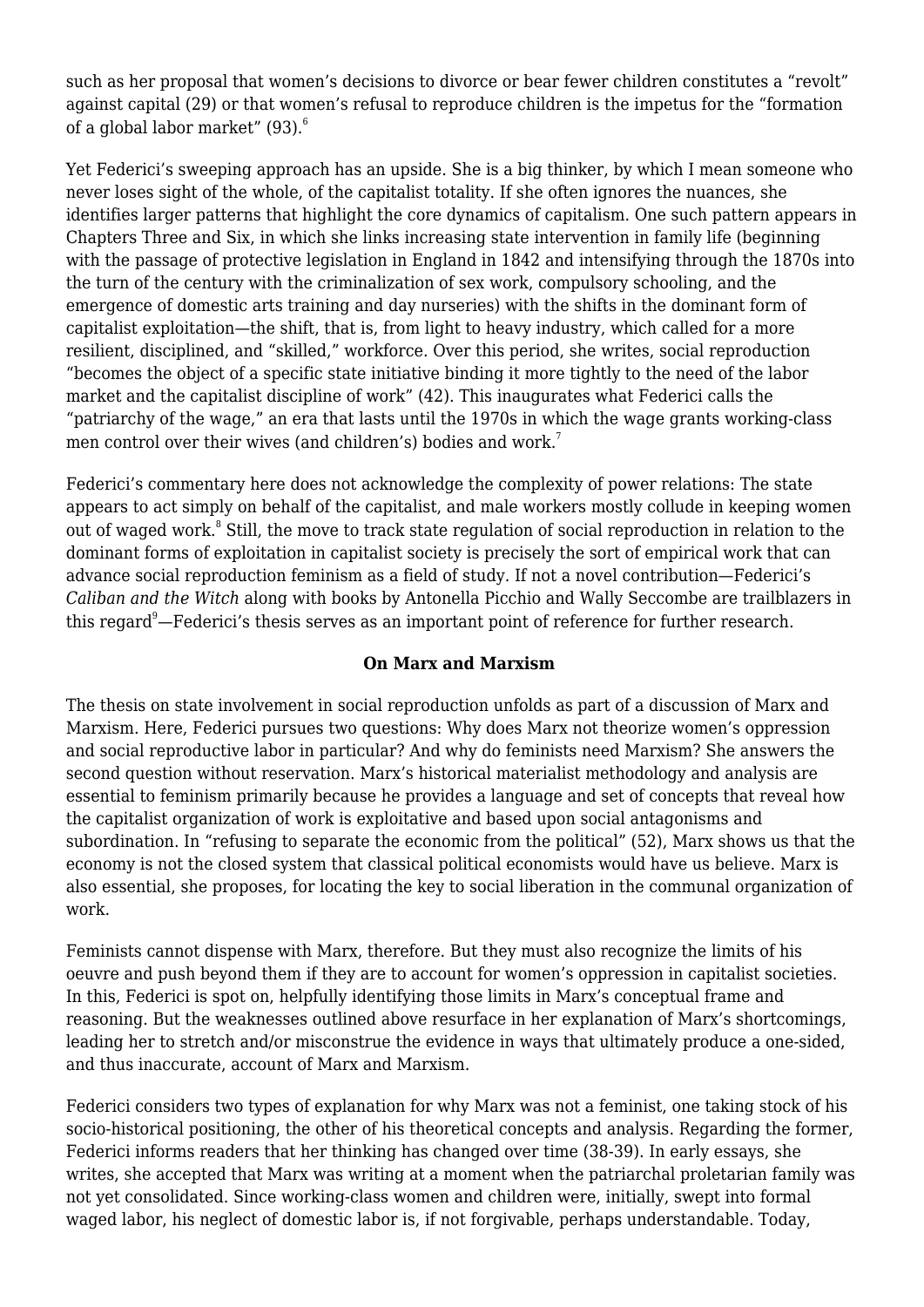such as her proposal that women's decisions to divorce or bear fewer children constitutes a "revolt" against capital (29) or that women's refusal to reproduce children is the impetus for the "formation of a global labor market" (93).[6]

Yet Federici's sweeping approach has an upside. She is a big thinker, by which I mean someone who never loses sight of the whole, of the capitalist totality. If she often ignores the nuances, she identifies larger patterns that highlight the core dynamics of capitalism. One such pattern appears in Chapters Three and Six, in which she links increasing state intervention in family life (beginning with the passage of protective legislation in England in 1842 and intensifying through the 1870s into the turn of the century with the criminalization of sex work, compulsory schooling, and the emergence of domestic arts training and day nurseries) with the shifts in the dominant form of capitalist exploitation—the shift, that is, from light to heavy industry, which called for a more resilient, disciplined, and "skilled," workforce. Over this period, she writes, social reproduction "becomes the object of a specific state initiative binding it more tightly to the need of the labor market and the capitalist discipline of work" (42). This inaugurates what Federici calls the "patriarchy of the wage," an era that lasts until the 1970s in which the wage grants working-class men control over their wives (and children's) bodies and work.[7]

Federici's commentary here does not acknowledge the complexity of power relations: The state appears to act simply on behalf of the capitalist, and male workers mostly collude in keeping women out of waged work.[8] Still, the move to track state regulation of social reproduction in relation to the dominant forms of exploitation in capitalist society is precisely the sort of empirical work that can advance social reproduction feminism as a field of study. If not a novel contribution—Federici's *Caliban and the Witch* along with books by Antonella Picchio and Wally Seccombe are trailblazers in this regard[9]—Federici's thesis serves as an important point of reference for further research.

**On Marx and Marxism**

The thesis on state involvement in social reproduction unfolds as part of a discussion of Marx and Marxism. Here, Federici pursues two questions: Why does Marx not theorize women's oppression and social reproductive labor in particular? And why do feminists need Marxism? She answers the second question without reservation. Marx's historical materialist methodology and analysis are essential to feminism primarily because he provides a language and set of concepts that reveal how the capitalist organization of work is exploitative and based upon social antagonisms and subordination. In "refusing to separate the economic from the political" (52), Marx shows us that the economy is not the closed system that classical political economists would have us believe. Marx is also essential, she proposes, for locating the key to social liberation in the communal organization of work.

Feminists cannot dispense with Marx, therefore. But they must also recognize the limits of his oeuvre and push beyond them if they are to account for women's oppression in capitalist societies. In this, Federici is spot on, helpfully identifying those limits in Marx's conceptual frame and reasoning. But the weaknesses outlined above resurface in her explanation of Marx's shortcomings, leading her to stretch and/or misconstrue the evidence in ways that ultimately produce a one-sided, and thus inaccurate, account of Marx and Marxism.

Federici considers two types of explanation for why Marx was not a feminist, one taking stock of his socio-historical positioning, the other of his theoretical concepts and analysis. Regarding the former, Federici informs readers that her thinking has changed over time (38-39). In early essays, she writes, she accepted that Marx was writing at a moment when the patriarchal proletarian family was not yet consolidated. Since working-class women and children were, initially, swept into formal waged labor, his neglect of domestic labor is, if not forgivable, perhaps understandable. Today,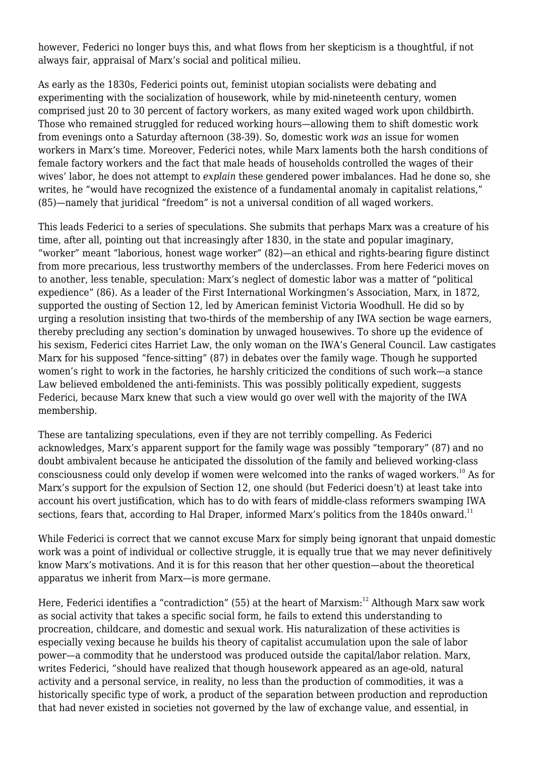however, Federici no longer buys this, and what flows from her skepticism is a thoughtful, if not always fair, appraisal of Marx's social and political milieu.

As early as the 1830s, Federici points out, feminist utopian socialists were debating and experimenting with the socialization of housework, while by mid-nineteenth century, women comprised just 20 to 30 percent of factory workers, as many exited waged work upon childbirth. Those who remained struggled for reduced working hours—allowing them to shift domestic work from evenings onto a Saturday afternoon (38-39). So, domestic work *was* an issue for women workers in Marx's time. Moreover, Federici notes, while Marx laments both the harsh conditions of female factory workers and the fact that male heads of households controlled the wages of their wives' labor, he does not attempt to *explain* these gendered power imbalances. Had he done so, she writes, he "would have recognized the existence of a fundamental anomaly in capitalist relations," (85)—namely that juridical "freedom" is not a universal condition of all waged workers.

This leads Federici to a series of speculations. She submits that perhaps Marx was a creature of his time, after all, pointing out that increasingly after 1830, in the state and popular imaginary, "worker" meant "laborious, honest wage worker" (82)—an ethical and rights-bearing figure distinct from more precarious, less trustworthy members of the underclasses. From here Federici moves on to another, less tenable, speculation: Marx's neglect of domestic labor was a matter of "political expedience" (86). As a leader of the First International Workingmen's Association, Marx, in 1872, supported the ousting of Section 12, led by American feminist Victoria Woodhull. He did so by urging a resolution insisting that two-thirds of the membership of any IWA section be wage earners, thereby precluding any section's domination by unwaged housewives. To shore up the evidence of his sexism, Federici cites Harriet Law, the only woman on the IWA's General Council. Law castigates Marx for his supposed "fence-sitting" (87) in debates over the family wage. Though he supported women's right to work in the factories, he harshly criticized the conditions of such work—a stance Law believed emboldened the anti-feminists. This was possibly politically expedient, suggests Federici, because Marx knew that such a view would go over well with the majority of the IWA membership.

These are tantalizing speculations, even if they are not terribly compelling. As Federici acknowledges, Marx's apparent support for the family wage was possibly "temporary" (87) and no doubt ambivalent because he anticipated the dissolution of the family and believed working-class consciousness could only develop if women were welcomed into the ranks of waged workers.[10] As for Marx's support for the expulsion of Section 12, one should (but Federici doesn't) at least take into account his overt justification, which has to do with fears of middle-class reformers swamping IWA sections, fears that, according to Hal Draper, informed Marx's politics from the 1840s onward.[11]

While Federici is correct that we cannot excuse Marx for simply being ignorant that unpaid domestic work was a point of individual or collective struggle, it is equally true that we may never definitively know Marx's motivations. And it is for this reason that her other question—about the theoretical apparatus we inherit from Marx—is more germane.

Here, Federici identifies a "contradiction" (55) at the heart of Marxism:[12] Although Marx saw work as social activity that takes a specific social form, he fails to extend this understanding to procreation, childcare, and domestic and sexual work. His naturalization of these activities is especially vexing because he builds his theory of capitalist accumulation upon the sale of labor power—a commodity that he understood was produced outside the capital/labor relation. Marx, writes Federici, "should have realized that though housework appeared as an age-old, natural activity and a personal service, in reality, no less than the production of commodities, it was a historically specific type of work, a product of the separation between production and reproduction that had never existed in societies not governed by the law of exchange value, and essential, in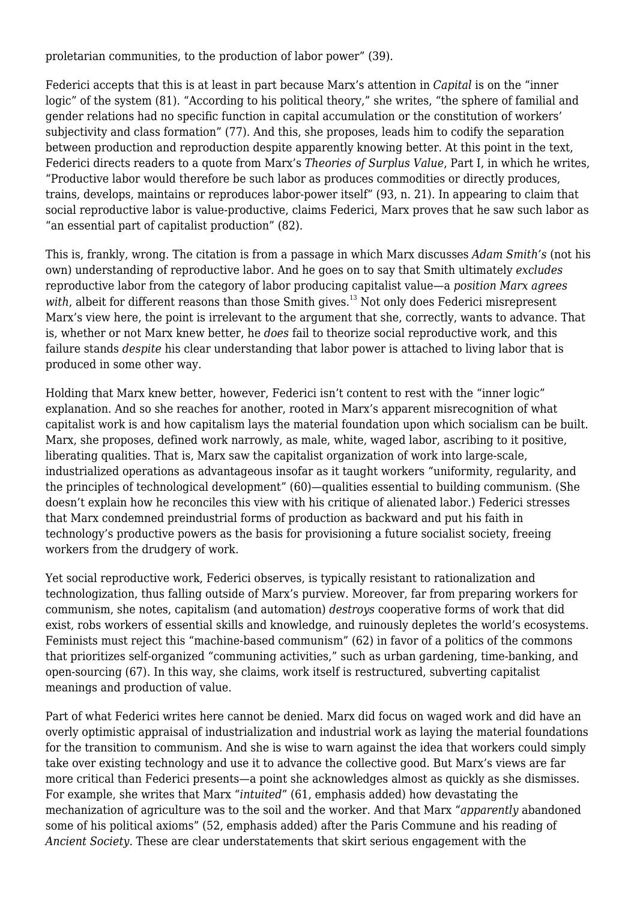proletarian communities, to the production of labor power" (39).

Federici accepts that this is at least in part because Marx's attention in *Capital* is on the "inner logic" of the system (81). "According to his political theory," she writes, "the sphere of familial and gender relations had no specific function in capital accumulation or the constitution of workers' subjectivity and class formation" (77). And this, she proposes, leads him to codify the separation between production and reproduction despite apparently knowing better. At this point in the text, Federici directs readers to a quote from Marx's *Theories of Surplus Value*, Part I, in which he writes, "Productive labor would therefore be such labor as produces commodities or directly produces, trains, develops, maintains or reproduces labor-power itself" (93, n. 21). In appearing to claim that social reproductive labor is value-productive, claims Federici, Marx proves that he saw such labor as "an essential part of capitalist production" (82).

This is, frankly, wrong. The citation is from a passage in which Marx discusses *Adam Smith's* (not his own) understanding of reproductive labor. And he goes on to say that Smith ultimately *excludes* reproductive labor from the category of labor producing capitalist value—a *position Marx agrees with*, albeit for different reasons than those Smith gives.[13] Not only does Federici misrepresent Marx's view here, the point is irrelevant to the argument that she, correctly, wants to advance. That is, whether or not Marx knew better, he *does* fail to theorize social reproductive work, and this failure stands *despite* his clear understanding that labor power is attached to living labor that is produced in some other way.

Holding that Marx knew better, however, Federici isn't content to rest with the "inner logic" explanation. And so she reaches for another, rooted in Marx's apparent misrecognition of what capitalist work is and how capitalism lays the material foundation upon which socialism can be built. Marx, she proposes, defined work narrowly, as male, white, waged labor, ascribing to it positive, liberating qualities. That is, Marx saw the capitalist organization of work into large-scale, industrialized operations as advantageous insofar as it taught workers "uniformity, regularity, and the principles of technological development" (60)—qualities essential to building communism. (She doesn't explain how he reconciles this view with his critique of alienated labor.) Federici stresses that Marx condemned preindustrial forms of production as backward and put his faith in technology's productive powers as the basis for provisioning a future socialist society, freeing workers from the drudgery of work.

Yet social reproductive work, Federici observes, is typically resistant to rationalization and technologization, thus falling outside of Marx's purview. Moreover, far from preparing workers for communism, she notes, capitalism (and automation) *destroys* cooperative forms of work that did exist, robs workers of essential skills and knowledge, and ruinously depletes the world's ecosystems. Feminists must reject this "machine-based communism" (62) in favor of a politics of the commons that prioritizes self-organized "communing activities," such as urban gardening, time-banking, and open-sourcing (67). In this way, she claims, work itself is restructured, subverting capitalist meanings and production of value.

Part of what Federici writes here cannot be denied. Marx did focus on waged work and did have an overly optimistic appraisal of industrialization and industrial work as laying the material foundations for the transition to communism. And she is wise to warn against the idea that workers could simply take over existing technology and use it to advance the collective good. But Marx's views are far more critical than Federici presents—a point she acknowledges almost as quickly as she dismisses. For example, she writes that Marx "*intuited*" (61, emphasis added) how devastating the mechanization of agriculture was to the soil and the worker. And that Marx "*apparently* abandoned some of his political axioms" (52, emphasis added) after the Paris Commune and his reading of *Ancient Society*. These are clear understatements that skirt serious engagement with the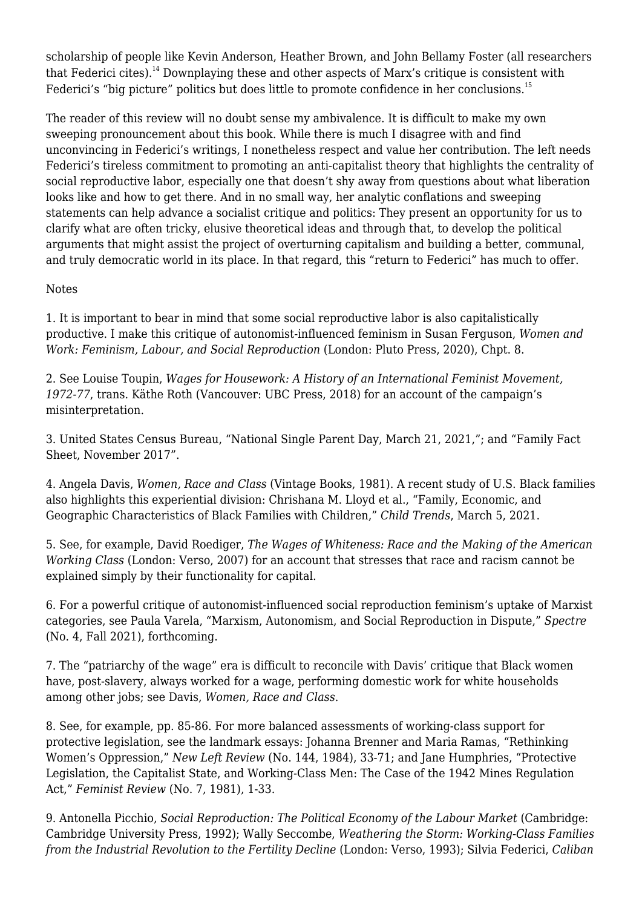scholarship of people like Kevin Anderson, Heather Brown, and John Bellamy Foster (all researchers that Federici cites).[14] Downplaying these and other aspects of Marx's critique is consistent with Federici's "big picture" politics but does little to promote confidence in her conclusions.[15]

The reader of this review will no doubt sense my ambivalence. It is difficult to make my own sweeping pronouncement about this book. While there is much I disagree with and find unconvincing in Federici's writings, I nonetheless respect and value her contribution. The left needs Federici's tireless commitment to promoting an anti-capitalist theory that highlights the centrality of social reproductive labor, especially one that doesn't shy away from questions about what liberation looks like and how to get there. And in no small way, her analytic conflations and sweeping statements can help advance a socialist critique and politics: They present an opportunity for us to clarify what are often tricky, elusive theoretical ideas and through that, to develop the political arguments that might assist the project of overturning capitalism and building a better, communal, and truly democratic world in its place. In that regard, this "return to Federici" has much to offer.

Notes

1. It is important to bear in mind that some social reproductive labor is also capitalistically productive. I make this critique of autonomist-influenced feminism in Susan Ferguson, *Women and Work: Feminism, Labour, and Social Reproduction* (London: Pluto Press, 2020), Chpt. 8.

2. See Louise Toupin, *Wages for Housework: A History of an International Feminist Movement, 1972-77*, trans. Käthe Roth (Vancouver: UBC Press, 2018) for an account of the campaign's misinterpretation.

3. United States Census Bureau, "National Single Parent Day, March 21, 2021,"; and "Family Fact Sheet, November 2017".

4. Angela Davis, *Women, Race and Class* (Vintage Books, 1981). A recent study of U.S. Black families also highlights this experiential division: Chrishana M. Lloyd et al., "Family, Economic, and Geographic Characteristics of Black Families with Children," *Child Trends*, March 5, 2021.

5. See, for example, David Roediger, *The Wages of Whiteness: Race and the Making of the American Working Class* (London: Verso, 2007) for an account that stresses that race and racism cannot be explained simply by their functionality for capital.

6. For a powerful critique of autonomist-influenced social reproduction feminism's uptake of Marxist categories, see Paula Varela, "Marxism, Autonomism, and Social Reproduction in Dispute," *Spectre* (No. 4, Fall 2021), forthcoming.

7. The "patriarchy of the wage" era is difficult to reconcile with Davis' critique that Black women have, post-slavery, always worked for a wage, performing domestic work for white households among other jobs; see Davis, *Women, Race and Class*.

8. See, for example, pp. 85-86. For more balanced assessments of working-class support for protective legislation, see the landmark essays: Johanna Brenner and Maria Ramas, "Rethinking Women's Oppression," *New Left Review* (No. 144, 1984), 33-71; and Jane Humphries, "Protective Legislation, the Capitalist State, and Working-Class Men: The Case of the 1942 Mines Regulation Act," *Feminist Review* (No. 7, 1981), 1-33.

9. Antonella Picchio, *Social Reproduction: The Political Economy of the Labour Market* (Cambridge: Cambridge University Press, 1992); Wally Seccombe, *Weathering the Storm: Working-Class Families from the Industrial Revolution to the Fertility Decline* (London: Verso, 1993); Silvia Federici, *Caliban*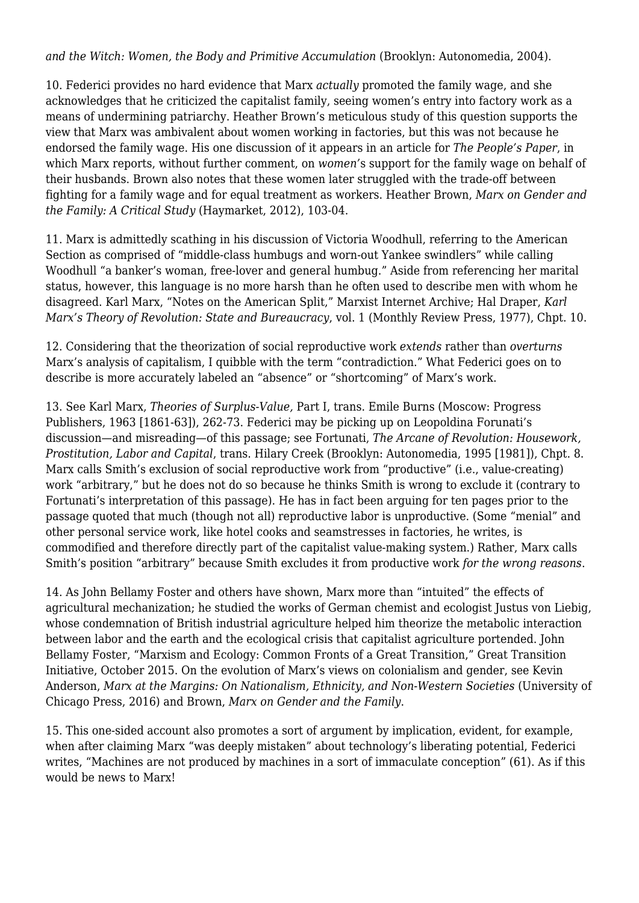*and the Witch: Women, the Body and Primitive Accumulation* (Brooklyn: Autonomedia, 2004).

10. Federici provides no hard evidence that Marx *actually* promoted the family wage, and she acknowledges that he criticized the capitalist family, seeing women's entry into factory work as a means of undermining patriarchy. Heather Brown's meticulous study of this question supports the view that Marx was ambivalent about women working in factories, but this was not because he endorsed the family wage. His one discussion of it appears in an article for *The People's Paper*, in which Marx reports, without further comment, on *women's* support for the family wage on behalf of their husbands. Brown also notes that these women later struggled with the trade-off between fighting for a family wage and for equal treatment as workers. Heather Brown, *Marx on Gender and the Family: A Critical Study* (Haymarket, 2012), 103-04.

11. Marx is admittedly scathing in his discussion of Victoria Woodhull, referring to the American Section as comprised of "middle-class humbugs and worn-out Yankee swindlers" while calling Woodhull "a banker's woman, free-lover and general humbug." Aside from referencing her marital status, however, this language is no more harsh than he often used to describe men with whom he disagreed. Karl Marx, "Notes on the American Split," Marxist Internet Archive; Hal Draper, *Karl Marx's Theory of Revolution: State and Bureaucracy*, vol. 1 (Monthly Review Press, 1977), Chpt. 10.

12. Considering that the theorization of social reproductive work *extends* rather than *overturns* Marx's analysis of capitalism, I quibble with the term "contradiction." What Federici goes on to describe is more accurately labeled an "absence" or "shortcoming" of Marx's work.

13. See Karl Marx, *Theories of Surplus-Value,* Part I, trans. Emile Burns (Moscow: Progress Publishers, 1963 [1861-63]), 262-73. Federici may be picking up on Leopoldina Forunati's discussion—and misreading—of this passage; see Fortunati, *The Arcane of Revolution: Housework, Prostitution, Labor and Capital*, trans. Hilary Creek (Brooklyn: Autonomedia, 1995 [1981]), Chpt. 8. Marx calls Smith's exclusion of social reproductive work from "productive" (i.e., value-creating) work "arbitrary," but he does not do so because he thinks Smith is wrong to exclude it (contrary to Fortunati's interpretation of this passage). He has in fact been arguing for ten pages prior to the passage quoted that much (though not all) reproductive labor is unproductive. (Some "menial" and other personal service work, like hotel cooks and seamstresses in factories, he writes, is commodified and therefore directly part of the capitalist value-making system.) Rather, Marx calls Smith's position "arbitrary" because Smith excludes it from productive work *for the wrong reasons*.

14. As John Bellamy Foster and others have shown, Marx more than "intuited" the effects of agricultural mechanization; he studied the works of German chemist and ecologist Justus von Liebig, whose condemnation of British industrial agriculture helped him theorize the metabolic interaction between labor and the earth and the ecological crisis that capitalist agriculture portended. John Bellamy Foster, "Marxism and Ecology: Common Fronts of a Great Transition," Great Transition Initiative, October 2015. On the evolution of Marx's views on colonialism and gender, see Kevin Anderson, *Marx at the Margins: On Nationalism, Ethnicity, and Non-Western Societies* (University of Chicago Press, 2016) and Brown, *Marx on Gender and the Family.*

15. This one-sided account also promotes a sort of argument by implication, evident, for example, when after claiming Marx "was deeply mistaken" about technology's liberating potential, Federici writes, "Machines are not produced by machines in a sort of immaculate conception" (61). As if this would be news to Marx!